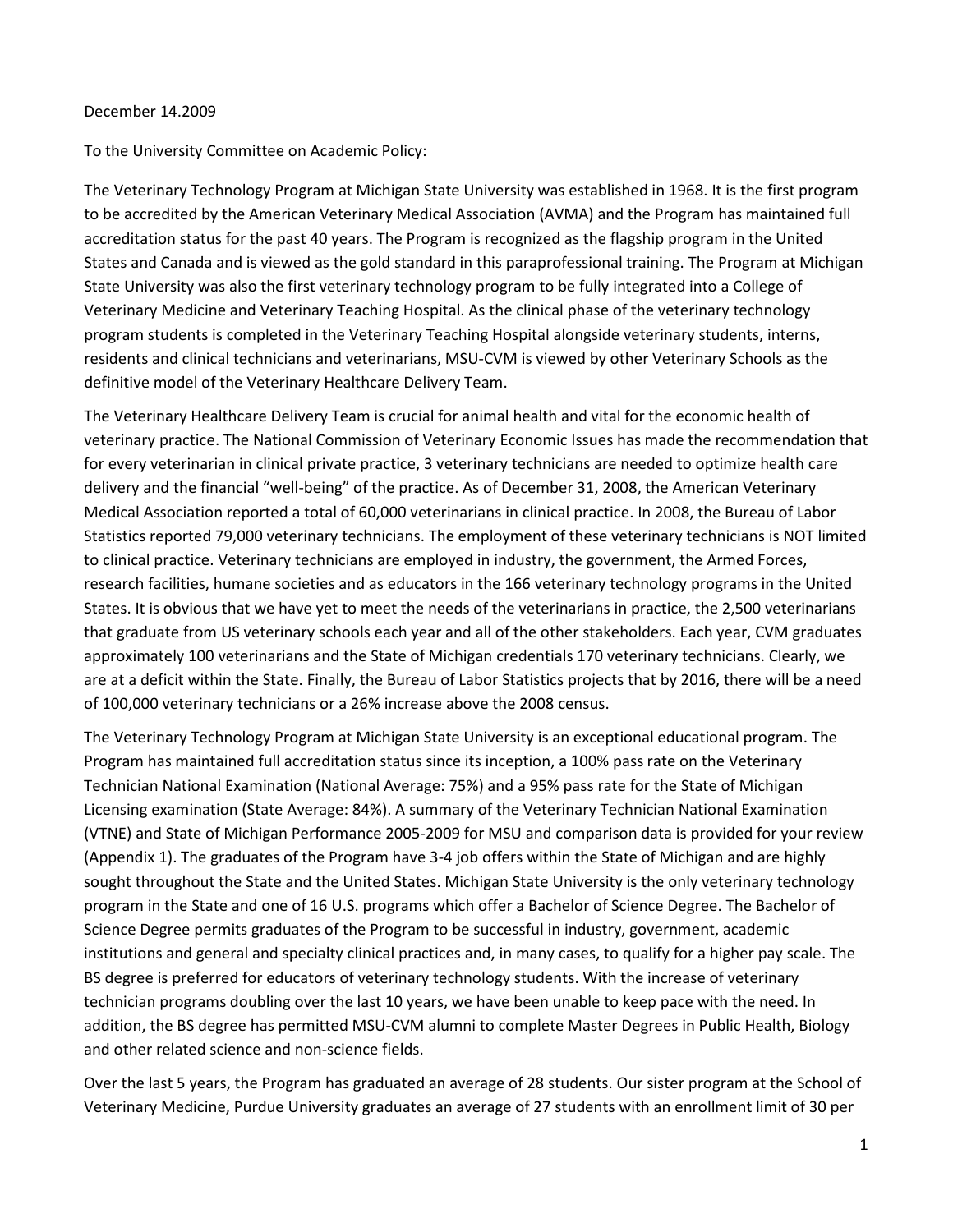December 14.2009

To the University Committee on Academic Policy:

The Veterinary Technology Program at Michigan State University was established in 1968. It is the first program to be accredited by the American Veterinary Medical Association (AVMA) and the Program has maintained full accreditation status for the past 40 years. The Program is recognized as the flagship program in the United States and Canada and is viewed as the gold standard in this paraprofessional training. The Program at Michigan State University was also the first veterinary technology program to be fully integrated into a College of Veterinary Medicine and Veterinary Teaching Hospital. As the clinical phase of the veterinary technology program students is completed in the Veterinary Teaching Hospital alongside veterinary students, interns, residents and clinical technicians and veterinarians, MSU-CVM is viewed by other Veterinary Schools as the definitive model of the Veterinary Healthcare Delivery Team.

The Veterinary Healthcare Delivery Team is crucial for animal health and vital for the economic health of veterinary practice. The National Commission of Veterinary Economic Issues has made the recommendation that for every veterinarian in clinical private practice, 3 veterinary technicians are needed to optimize health care delivery and the financial "well-being" of the practice. As of December 31, 2008, the American Veterinary Medical Association reported a total of 60,000 veterinarians in clinical practice. In 2008, the Bureau of Labor Statistics reported 79,000 veterinary technicians. The employment of these veterinary technicians is NOT limited to clinical practice. Veterinary technicians are employed in industry, the government, the Armed Forces, research facilities, humane societies and as educators in the 166 veterinary technology programs in the United States. It is obvious that we have yet to meet the needs of the veterinarians in practice, the 2,500 veterinarians that graduate from US veterinary schools each year and all of the other stakeholders. Each year, CVM graduates approximately 100 veterinarians and the State of Michigan credentials 170 veterinary technicians. Clearly, we are at a deficit within the State. Finally, the Bureau of Labor Statistics projects that by 2016, there will be a need of 100,000 veterinary technicians or a 26% increase above the 2008 census.

The Veterinary Technology Program at Michigan State University is an exceptional educational program. The Program has maintained full accreditation status since its inception, a 100% pass rate on the Veterinary Technician National Examination (National Average: 75%) and a 95% pass rate for the State of Michigan Licensing examination (State Average: 84%). A summary of the Veterinary Technician National Examination (VTNE) and State of Michigan Performance 2005-2009 for MSU and comparison data is provided for your review (Appendix 1). The graduates of the Program have 3-4 job offers within the State of Michigan and are highly sought throughout the State and the United States. Michigan State University is the only veterinary technology program in the State and one of 16 U.S. programs which offer a Bachelor of Science Degree. The Bachelor of Science Degree permits graduates of the Program to be successful in industry, government, academic institutions and general and specialty clinical practices and, in many cases, to qualify for a higher pay scale. The BS degree is preferred for educators of veterinary technology students. With the increase of veterinary technician programs doubling over the last 10 years, we have been unable to keep pace with the need. In addition, the BS degree has permitted MSU-CVM alumni to complete Master Degrees in Public Health, Biology and other related science and non-science fields.

Over the last 5 years, the Program has graduated an average of 28 students. Our sister program at the School of Veterinary Medicine, Purdue University graduates an average of 27 students with an enrollment limit of 30 per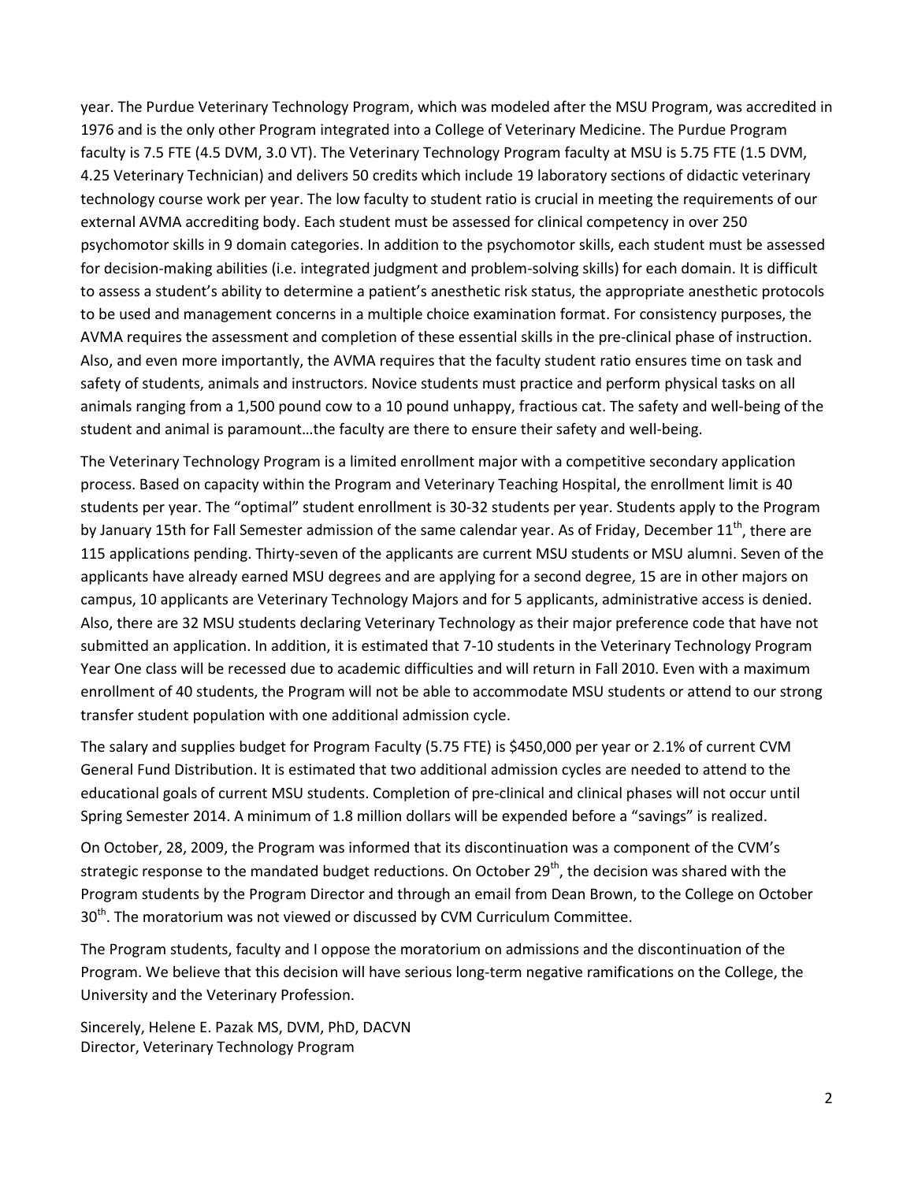year. The Purdue Veterinary Technology Program, which was modeled after the MSU Program, was accredited in 1976 and is the only other Program integrated into a College of Veterinary Medicine. The Purdue Program faculty is 7.5 FTE (4.5 DVM, 3.0 VT). The Veterinary Technology Program faculty at MSU is 5.75 FTE (1.5 DVM, 4.25 Veterinary Technician) and delivers 50 credits which include 19 laboratory sections of didactic veterinary technology course work per year. The low faculty to student ratio is crucial in meeting the requirements of our external AVMA accrediting body. Each student must be assessed for clinical competency in over 250 psychomotor skills in 9 domain categories. In addition to the psychomotor skills, each student must be assessed for decision-making abilities (i.e. integrated judgment and problem-solving skills) for each domain. It is difficult to assess a student's ability to determine a patient's anesthetic risk status, the appropriate anesthetic protocols to be used and management concerns in a multiple choice examination format. For consistency purposes, the AVMA requires the assessment and completion of these essential skills in the pre-clinical phase of instruction. Also, and even more importantly, the AVMA requires that the faculty student ratio ensures time on task and safety of students, animals and instructors. Novice students must practice and perform physical tasks on all animals ranging from a 1,500 pound cow to a 10 pound unhappy, fractious cat. The safety and well-being of the student and animal is paramount…the faculty are there to ensure their safety and well-being.

The Veterinary Technology Program is a limited enrollment major with a competitive secondary application process. Based on capacity within the Program and Veterinary Teaching Hospital, the enrollment limit is 40 students per year. The "optimal" student enrollment is 30-32 students per year. Students apply to the Program by January 15th for Fall Semester admission of the same calendar year. As of Friday, December 11th, there are 115 applications pending. Thirty-seven of the applicants are current MSU students or MSU alumni. Seven of the applicants have already earned MSU degrees and are applying for a second degree, 15 are in other majors on campus, 10 applicants are Veterinary Technology Majors and for 5 applicants, administrative access is denied. Also, there are 32 MSU students declaring Veterinary Technology as their major preference code that have not submitted an application. In addition, it is estimated that 7-10 students in the Veterinary Technology Program Year One class will be recessed due to academic difficulties and will return in Fall 2010. Even with a maximum enrollment of 40 students, the Program will not be able to accommodate MSU students or attend to our strong transfer student population with one additional admission cycle.

The salary and supplies budget for Program Faculty (5.75 FTE) is $450,000 per year or 2.1% of current CVM General Fund Distribution. It is estimated that two additional admission cycles are needed to attend to the educational goals of current MSU students. Completion of pre-clinical and clinical phases will not occur until Spring Semester 2014. A minimum of 1.8 million dollars will be expended before a "savings" is realized.

On October, 28, 2009, the Program was informed that its discontinuation was a component of the CVM's strategic response to the mandated budget reductions. On October 29th, the decision was shared with the Program students by the Program Director and through an email from Dean Brown, to the College on October 30th. The moratorium was not viewed or discussed by CVM Curriculum Committee.

The Program students, faculty and I oppose the moratorium on admissions and the discontinuation of the Program. We believe that this decision will have serious long-term negative ramifications on the College, the University and the Veterinary Profession.

Sincerely, Helene E. Pazak MS, DVM, PhD, DACVN
Director, Veterinary Technology Program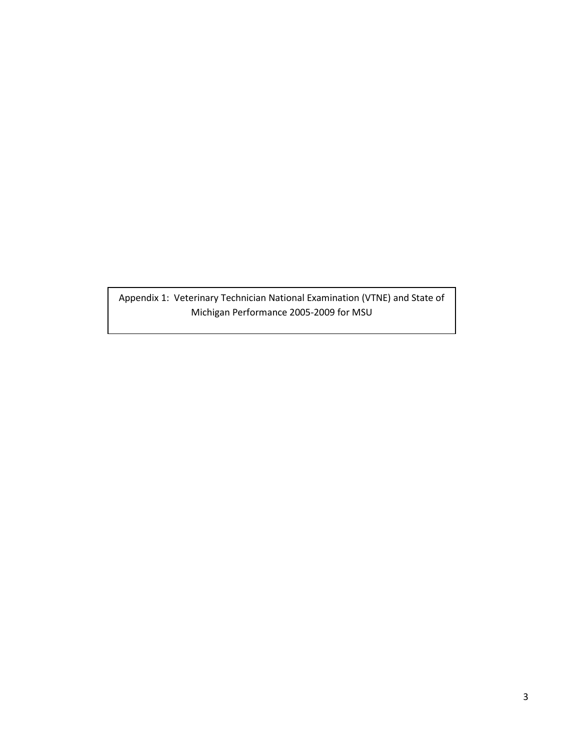Appendix 1: Veterinary Technician National Examination (VTNE) and State of Michigan Performance 2005-2009 for MSU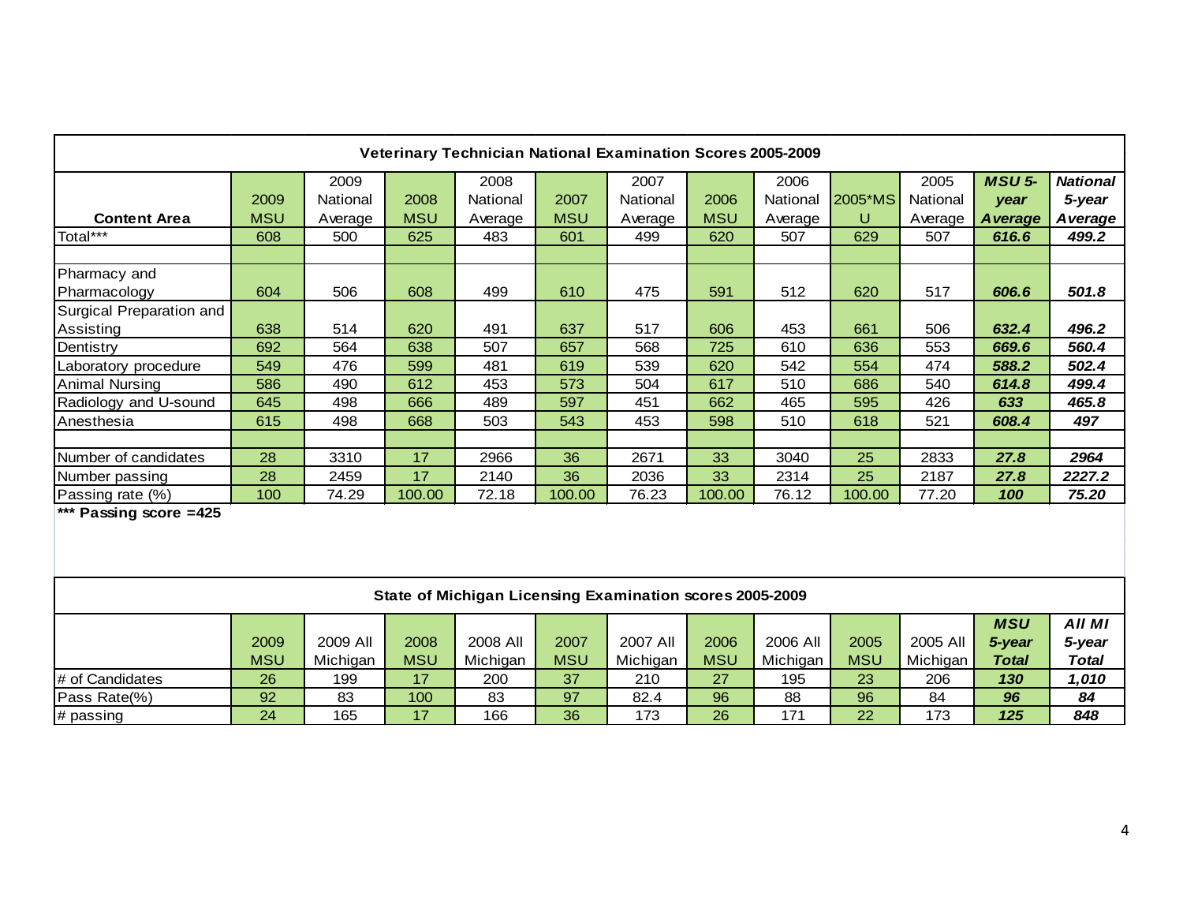**Veterinary Technician National Examination Scores 2005-2009**

| Content Area | 2009 MSU | 2009 National Average | 2008 MSU | 2008 National Average | 2007 MSU | 2007 National Average | 2006 MSU | 2006 National Average | 2005*MSU | 2005 National Average | ***MSU 5-year Average*** | ***National 5-year Average*** |
|---|---|---|---|---|---|---|---|---|---|---|---|---|
| Total*** | 608 | 500 | 625 | 483 | 601 | 499 | 620 | 507 | 629 | 507 | ***616.6*** | ***499.2*** |
| | | | | | | | | | | | | |
| Pharmacy and Pharmacology | 604 | 506 | 608 | 499 | 610 | 475 | 591 | 512 | 620 | 517 | ***606.6*** | ***501.8*** |
| Surgical Preparation and Assisting | 638 | 514 | 620 | 491 | 637 | 517 | 606 | 453 | 661 | 506 | ***632.4*** | ***496.2*** |
| Dentistry | 692 | 564 | 638 | 507 | 657 | 568 | 725 | 610 | 636 | 553 | ***669.6*** | ***560.4*** |
| Laboratory procedure | 549 | 476 | 599 | 481 | 619 | 539 | 620 | 542 | 554 | 474 | ***588.2*** | ***502.4*** |
| Animal Nursing | 586 | 490 | 612 | 453 | 573 | 504 | 617 | 510 | 686 | 540 | ***614.8*** | ***499.4*** |
| Radiology and U-sound | 645 | 498 | 666 | 489 | 597 | 451 | 662 | 465 | 595 | 426 | ***633*** | ***465.8*** |
| Anesthesia | 615 | 498 | 668 | 503 | 543 | 453 | 598 | 510 | 618 | 521 | ***608.4*** | ***497*** |
| | | | | | | | | | | | | |
| Number of candidates | 28 | 3310 | 17 | 2966 | 36 | 2671 | 33 | 3040 | 25 | 2833 | ***27.8*** | ***2964*** |
| Number passing | 28 | 2459 | 17 | 2140 | 36 | 2036 | 33 | 2314 | 25 | 2187 | ***27.8*** | ***2227.2*** |
| Passing rate (%) | 100 | 74.29 | 100.00 | 72.18 | 100.00 | 76.23 | 100.00 | 76.12 | 100.00 | 77.20 | ***100*** | ***75.20*** |

**\*\*\* Passing score =425**

**State of Michigan Licensing Examination scores 2005-2009**

| | 2009 MSU | 2009 All Michigan | 2008 MSU | 2008 All Michigan | 2007 MSU | 2007 All Michigan | 2006 MSU | 2006 All Michigan | 2005 MSU | 2005 All Michigan | ***MSU 5-year Total*** | ***All MI 5-year Total*** |
|---|---|---|---|---|---|---|---|---|---|---|---|---|
| # of Candidates | 26 | 199 | 17 | 200 | 37 | 210 | 27 | 195 | 23 | 206 | ***130*** | ***1,010*** |
| Pass Rate(%) | 92 | 83 | 100 | 83 | 97 | 82.4 | 96 | 88 | 96 | 84 | ***96*** | ***84*** |
| # passing | 24 | 165 | 17 | 166 | 36 | 173 | 26 | 171 | 22 | 173 | ***125*** | ***848*** |